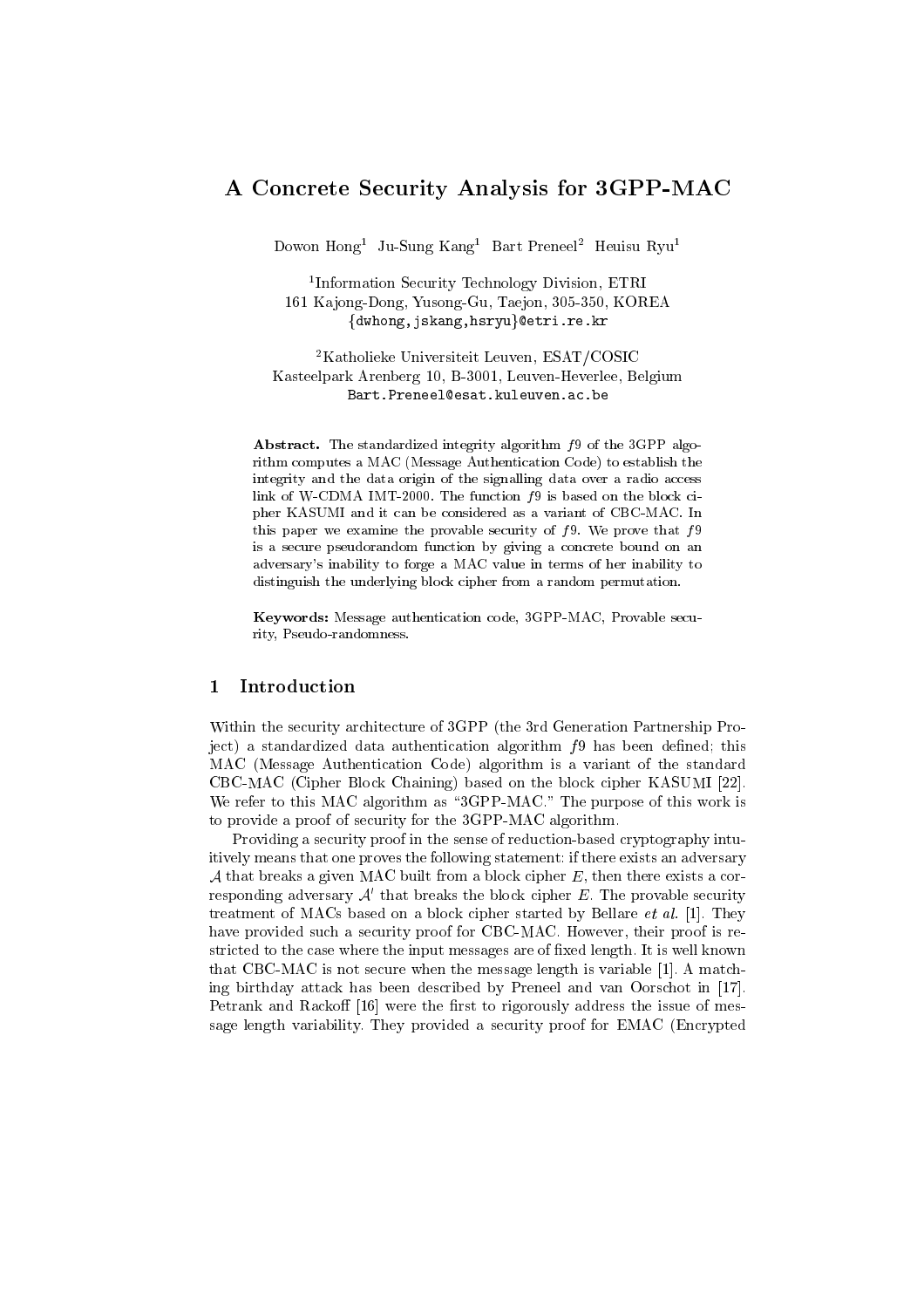# A Concrete Security Analysis for 3GPP-MAC

Dowon Hong[1] Ju-Sung Kang[1] Bart Preneel[2] Heuisu Ryu[1]

[1]Information Security Technology Division, ETRI
161 Kajong-Dong, Yusong-Gu, Taejon, 305-350, KOREA
{dwhong,jskang,hsryu}@etri.re.kr

[2]Katholieke Universiteit Leuven, ESAT/COSIC
Kasteelpark Arenberg 10, B-3001, Leuven-Heverlee, Belgium
Bart.Preneel@esat.kuleuven.ac.be

**Abstract.** The standardized integrity algorithm $f9$ of the 3GPP algorithm computes a MAC (Message Authentication Code) to establish the integrity and the data origin of the signalling data over a radio access link of W-CDMA IMT-2000. The function $f9$ is based on the block cipher KASUMI and it can be considered as a variant of CBC-MAC. In this paper we examine the provable security of $f9$. We prove that $f9$ is a secure pseudorandom function by giving a concrete bound on an adversary's inability to forge a MAC value in terms of her inability to distinguish the underlying block cipher from a random permutation.

**Keywords:** Message authentication code, 3GPP-MAC, Provable security, Pseudo-randomness.

## 1 Introduction

Within the security architecture of 3GPP (the 3rd Generation Partnership Project) a standardized data authentication algorithm $f9$ has been defined; this MAC (Message Authentication Code) algorithm is a variant of the standard CBC-MAC (Cipher Block Chaining) based on the block cipher KASUMI [22]. We refer to this MAC algorithm as "3GPP-MAC." The purpose of this work is to provide a proof of security for the 3GPP-MAC algorithm.

Providing a security proof in the sense of reduction-based cryptography intuitively means that one proves the following statement: if there exists an adversary $\mathcal{A}$ that breaks a given MAC built from a block cipher $E$, then there exists a corresponding adversary $\mathcal{A}'$ that breaks the block cipher $E$. The provable security treatment of MACs based on a block cipher started by Bellare *et al.* [1]. They have provided such a security proof for CBC-MAC. However, their proof is restricted to the case where the input messages are of fixed length. It is well known that CBC-MAC is not secure when the message length is variable [1]. A matching birthday attack has been described by Preneel and van Oorschot in [17]. Petrank and Rackoff [16] were the first to rigorously address the issue of message length variability. They provided a security proof for EMAC (Encrypted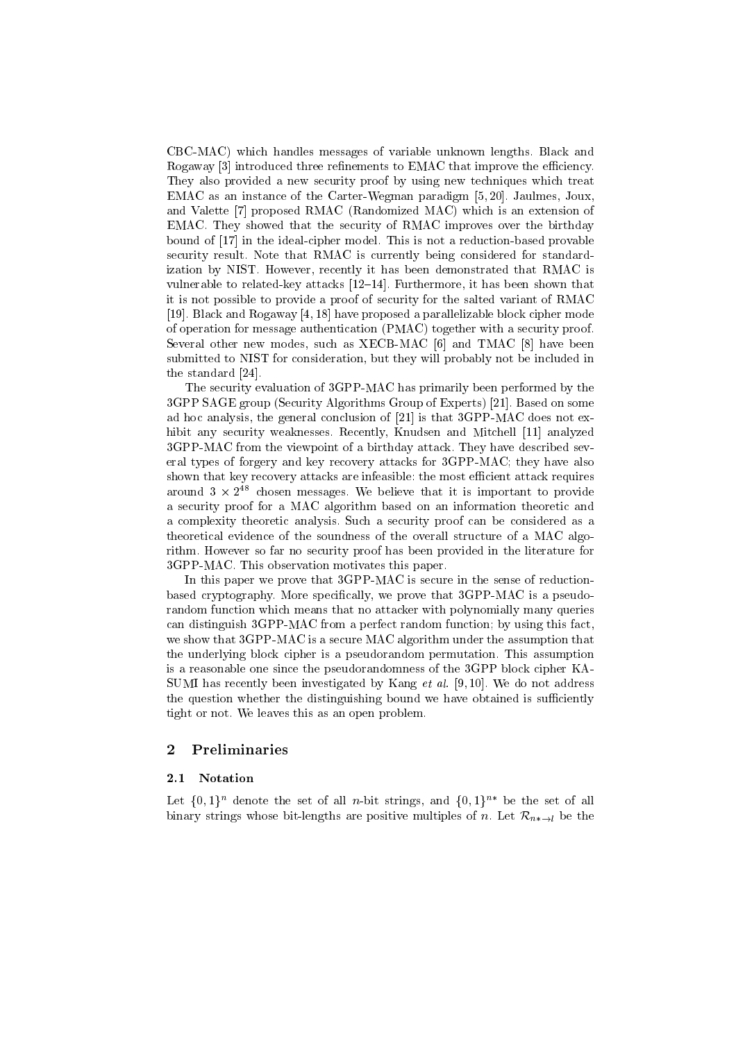CBC-MAC) which handles messages of variable unknown lengths. Black and Rogaway [3] introduced three refinements to EMAC that improve the efficiency. They also provided a new security proof by using new techniques which treat EMAC as an instance of the Carter-Wegman paradigm [5, 20]. Jaulmes, Joux, and Valette [7] proposed RMAC (Randomized MAC) which is an extension of EMAC. They showed that the security of RMAC improves over the birthday bound of [17] in the ideal-cipher model. This is not a reduction-based provable security result. Note that RMAC is currently being considered for standardization by NIST. However, recently it has been demonstrated that RMAC is vulnerable to related-key attacks [12–14]. Furthermore, it has been shown that it is not possible to provide a proof of security for the salted variant of RMAC [19]. Black and Rogaway [4, 18] have proposed a parallelizable block cipher mode of operation for message authentication (PMAC) together with a security proof. Several other new modes, such as XECB-MAC [6] and TMAC [8] have been submitted to NIST for consideration, but they will probably not be included in the standard [24].

The security evaluation of 3GPP-MAC has primarily been performed by the 3GPP SAGE group (Security Algorithms Group of Experts) [21]. Based on some ad hoc analysis, the general conclusion of [21] is that 3GPP-MAC does not exhibit any security weaknesses. Recently, Knudsen and Mitchell [11] analyzed 3GPP-MAC from the viewpoint of a birthday attack. They have described several types of forgery and key recovery attacks for 3GPP-MAC; they have also shown that key recovery attacks are infeasible: the most efficient attack requires around $3 \times 2^{48}$ chosen messages. We believe that it is important to provide a security proof for a MAC algorithm based on an information theoretic and a complexity theoretic analysis. Such a security proof can be considered as a theoretical evidence of the soundness of the overall structure of a MAC algorithm. However so far no security proof has been provided in the literature for 3GPP-MAC. This observation motivates this paper.

In this paper we prove that 3GPP-MAC is secure in the sense of reduction-based cryptography. More specifically, we prove that 3GPP-MAC is a pseudorandom function which means that no attacker with polynomially many queries can distinguish 3GPP-MAC from a perfect random function; by using this fact, we show that 3GPP-MAC is a secure MAC algorithm under the assumption that the underlying block cipher is a pseudorandom permutation. This assumption is a reasonable one since the pseudorandomness of the 3GPP block cipher KASUMI has recently been investigated by Kang *et al.* [9, 10]. We do not address the question whether the distinguishing bound we have obtained is sufficiently tight or not. We leaves this as an open problem.

## 2 Preliminaries

### 2.1 Notation

Let $\{0,1\}^n$ denote the set of all $n$-bit strings, and $\{0,1\}^{n*}$ be the set of all binary strings whose bit-lengths are positive multiples of $n$. Let $\mathcal{R}_{n*\to l}$ be the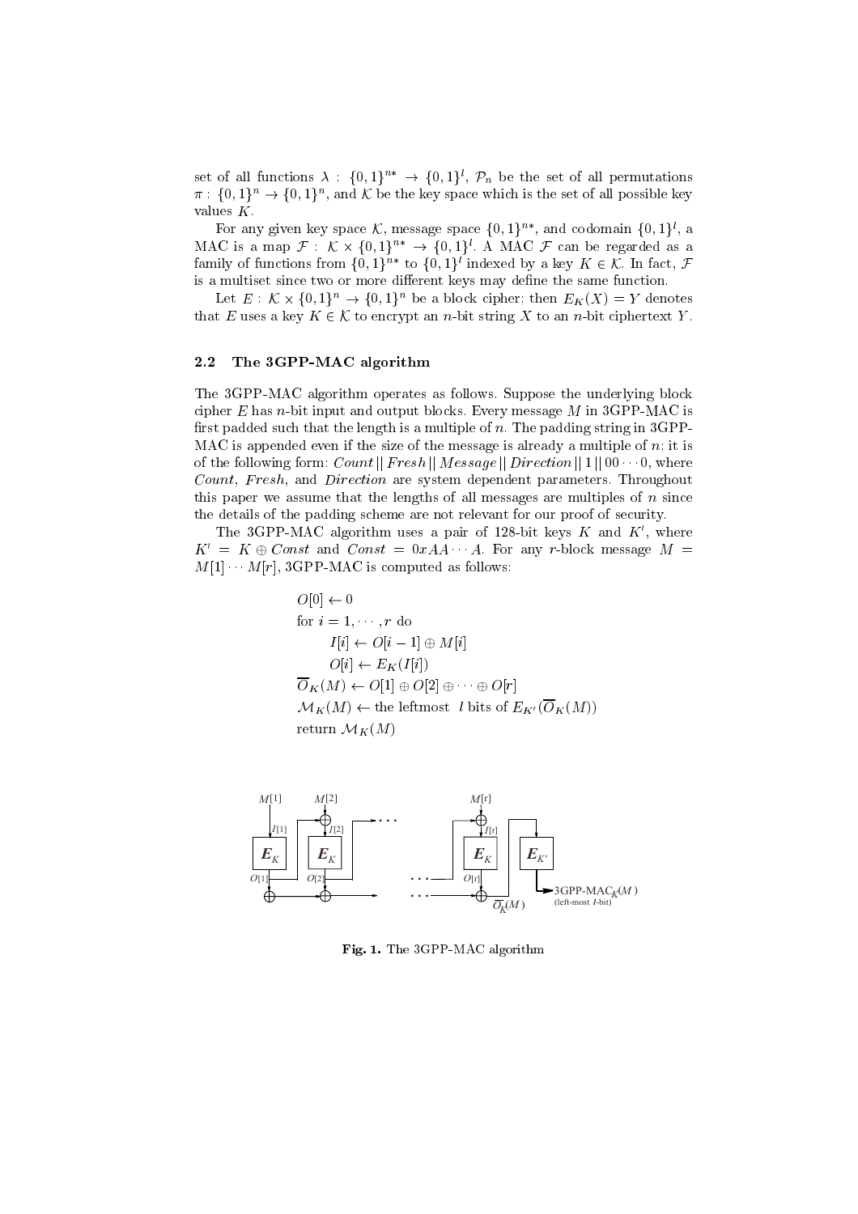set of all functions $\lambda : \{0,1\}^{n*} \rightarrow \{0,1\}^l$, $\mathcal{P}_n$ be the set of all permutations $\pi : \{0,1\}^n \rightarrow \{0,1\}^n$, and $\mathcal{K}$ be the key space which is the set of all possible key values $K$.

For any given key space $\mathcal{K}$, message space $\{0,1\}^{n*}$, and codomain $\{0,1\}^l$, a MAC is a map $\mathcal{F} : \mathcal{K} \times \{0,1\}^{n*} \rightarrow \{0,1\}^l$. A MAC $\mathcal{F}$ can be regarded as a family of functions from $\{0,1\}^{n*}$ to $\{0,1\}^l$ indexed by a key $K \in \mathcal{K}$. In fact, $\mathcal{F}$ is a multiset since two or more different keys may define the same function.

Let $E : \mathcal{K} \times \{0,1\}^n \rightarrow \{0,1\}^n$ be a block cipher; then $E_K(X) = Y$ denotes that $E$ uses a key $K \in \mathcal{K}$ to encrypt an $n$-bit string $X$ to an $n$-bit ciphertext $Y$.

### 2.2 The 3GPP-MAC algorithm

The 3GPP-MAC algorithm operates as follows. Suppose the underlying block cipher $E$ has $n$-bit input and output blocks. Every message $M$ in 3GPP-MAC is first padded such that the length is a multiple of $n$. The padding string in 3GPP-MAC is appended even if the size of the message is already a multiple of $n$; it is of the following form: $Count \,||\, Fresh \,||\, Message \,||\, Direction \,||\, 1 \,||\, 00\cdots0$, where *Count*, *Fresh*, and *Direction* are system dependent parameters. Throughout this paper we assume that the lengths of all messages are multiples of $n$ since the details of the padding scheme are not relevant for our proof of security.

The 3GPP-MAC algorithm uses a pair of 128-bit keys $K$ and $K'$, where $K' = K \oplus Const$ and $Const = 0xAA\cdots A$. For any $r$-block message $M = M[1]\cdots M[r]$, 3GPP-MAC is computed as follows:

$$
\begin{aligned}
& O[0] \leftarrow 0 \\
& \text{for } i = 1, \cdots, r \text{ do} \\
& \qquad I[i] \leftarrow O[i-1] \oplus M[i] \\
& \qquad O[i] \leftarrow E_K(I[i]) \\
& \overline{O}_K(M) \leftarrow O[1] \oplus O[2] \oplus \cdots \oplus O[r] \\
& \mathcal{M}_K(M) \leftarrow \text{the leftmost } \ l \text{ bits of } E_{K'}(\overline{O}_K(M)) \\
& \text{return } \mathcal{M}_K(M)
\end{aligned}
$$

**Fig. 1.** The 3GPP-MAC algorithm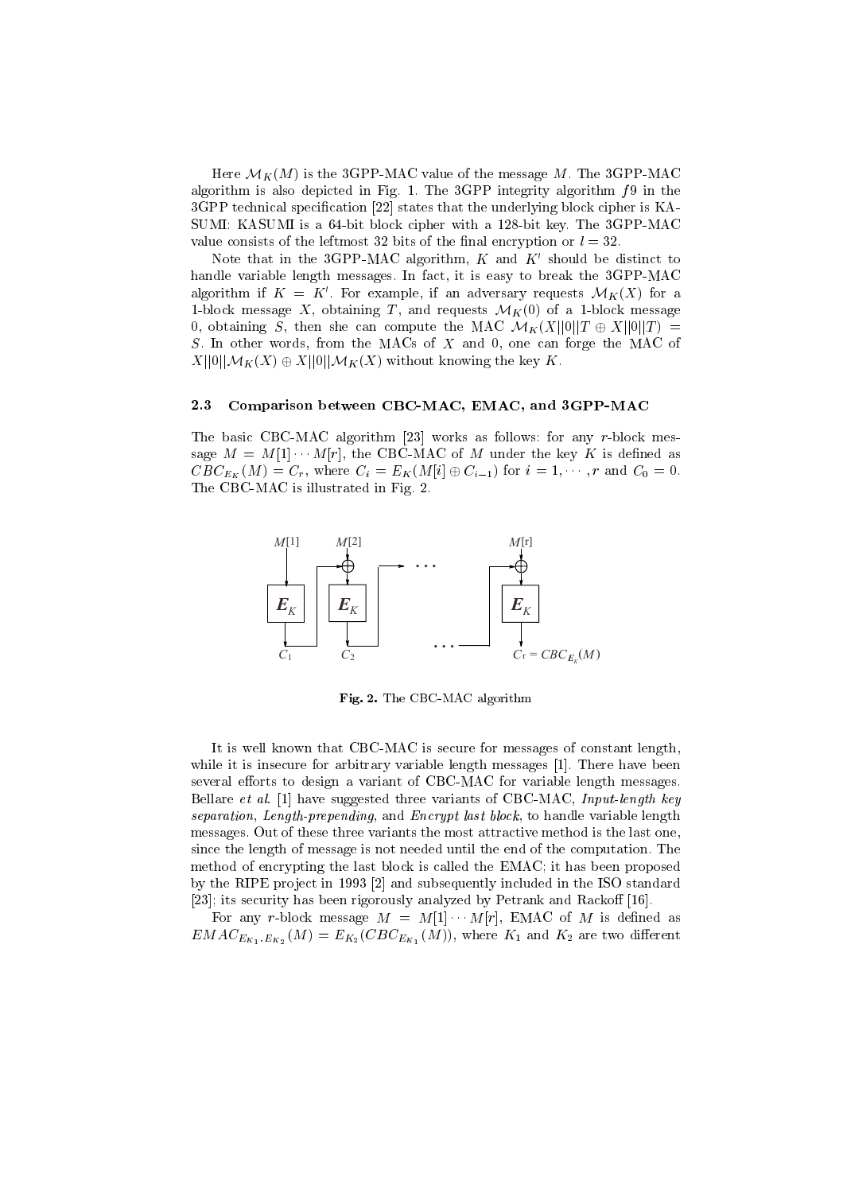Here $\mathcal{M}_K(M)$ is the 3GPP-MAC value of the message $M$. The 3GPP-MAC algorithm is also depicted in Fig. 1. The 3GPP integrity algorithm $f9$ in the 3GPP technical specification [22] states that the underlying block cipher is KASUMI: KASUMI is a 64-bit block cipher with a 128-bit key. The 3GPP-MAC value consists of the leftmost 32 bits of the final encryption or $l = 32$.

Note that in the 3GPP-MAC algorithm, $K$ and $K'$ should be distinct to handle variable length messages. In fact, it is easy to break the 3GPP-MAC algorithm if $K = K'$. For example, if an adversary requests $\mathcal{M}_K(X)$ for a 1-block message $X$, obtaining $T$, and requests $\mathcal{M}_K(0)$ of a 1-block message 0, obtaining $S$, then she can compute the MAC $\mathcal{M}_K(X||0||T \oplus X||0||T) = S$. In other words, from the MACs of $X$ and 0, one can forge the MAC of $X||0||\mathcal{M}_K(X) \oplus X||0||\mathcal{M}_K(X)$ without knowing the key $K$.

### 2.3 Comparison between CBC-MAC, EMAC, and 3GPP-MAC

The basic CBC-MAC algorithm [23] works as follows: for any $r$-block message $M = M[1] \cdots M[r]$, the CBC-MAC of $M$ under the key $K$ is defined as $CBC_{E_K}(M) = C_r$, where $C_i = E_K(M[i] \oplus C_{i-1})$ for $i = 1, \cdots, r$ and $C_0 = 0$. The CBC-MAC is illustrated in Fig. 2.

**Fig. 2.** The CBC-MAC algorithm

It is well known that CBC-MAC is secure for messages of constant length, while it is insecure for arbitrary variable length messages [1]. There have been several efforts to design a variant of CBC-MAC for variable length messages. Bellare *et al*. [1] have suggested three variants of CBC-MAC, *Input-length key separation*, *Length-prepending*, and *Encrypt last block*, to handle variable length messages. Out of these three variants the most attractive method is the last one, since the length of message is not needed until the end of the computation. The method of encrypting the last block is called the EMAC; it has been proposed by the RIPE project in 1993 [2] and subsequently included in the ISO standard [23]; its security has been rigorously analyzed by Petrank and Rackoff [16].

For any $r$-block message $M = M[1] \cdots M[r]$, EMAC of $M$ is defined as $EMAC_{E_{K_1}, E_{K_2}}(M) = E_{K_2}(CBC_{E_{K_1}}(M))$, where $K_1$ and $K_2$ are two different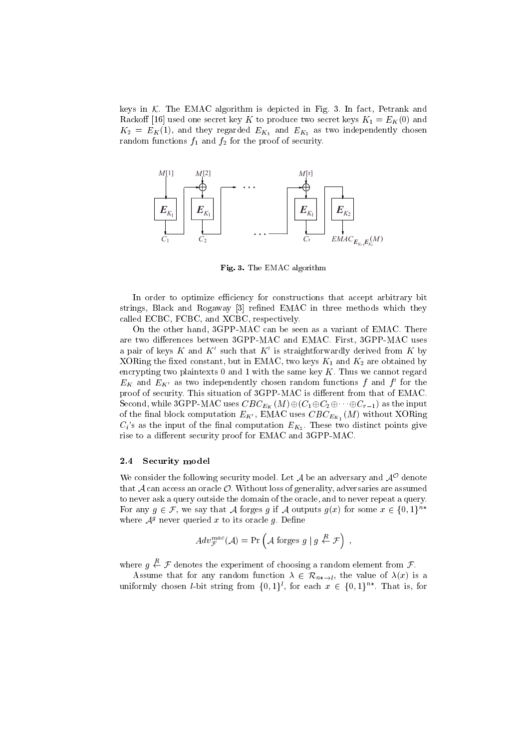keys in $\mathcal{K}$. The EMAC algorithm is depicted in Fig. 3. In fact, Petrank and Rackoff [16] used one secret key $K$ to produce two secret keys $K_1 = E_K(0)$ and $K_2 = E_K(1)$, and they regarded $E_{K_1}$ and $E_{K_2}$ as two independently chosen random functions $f_1$ and $f_2$ for the proof of security.

**Fig. 3.** The EMAC algorithm

In order to optimize efficiency for constructions that accept arbitrary bit strings, Black and Rogaway [3] refined EMAC in three methods which they called ECBC, FCBC, and XCBC, respectively.

On the other hand, 3GPP-MAC can be seen as a variant of EMAC. There are two differences between 3GPP-MAC and EMAC. First, 3GPP-MAC uses a pair of keys $K$ and $K'$ such that $K'$ is straightforwardly derived from $K$ by XORing the fixed constant, but in EMAC, two keys $K_1$ and $K_2$ are obtained by encrypting two plaintexts 0 and 1 with the same key $K$. Thus we cannot regard $E_K$ and $E_{K'}$ as two independently chosen random functions $f$ and $f'$ for the proof of security. This situation of 3GPP-MAC is different from that of EMAC. Second, while 3GPP-MAC uses $CBC_{E_K}(M) \oplus (C_1 \oplus C_2 \oplus \cdots \oplus C_{r-1})$ as the input of the final block computation $E_{K'}$, EMAC uses $CBC_{E_{K_1}}(M)$ without XORing $C_i$'s as the input of the final computation $E_{K_2}$. These two distinct points give rise to a different security proof for EMAC and 3GPP-MAC.

### 2.4 Security model

We consider the following security model. Let $\mathcal{A}$ be an adversary and $\mathcal{A}^{\mathcal{O}}$ denote that $\mathcal{A}$ can access an oracle $\mathcal{O}$. Without loss of generality, adversaries are assumed to never ask a query outside the domain of the oracle, and to never repeat a query. For any $g \in \mathcal{F}$, we say that $\mathcal{A}$ forges $g$ if $\mathcal{A}$ outputs $g(x)$ for some $x \in \{0,1\}^{n*}$ where $\mathcal{A}^g$ never queried $x$ to its oracle $g$. Define

$$Adv_{\mathcal{F}}^{mac}(\mathcal{A}) = \Pr\left(\mathcal{A} \text{ forges } g \mid g \stackrel{R}{\leftarrow} \mathcal{F}\right) ,$$

where $g \stackrel{R}{\leftarrow} \mathcal{F}$ denotes the experiment of choosing a random element from $\mathcal{F}$.

Assume that for any random function $\lambda \in \mathcal{R}_{n* \to l}$, the value of $\lambda(x)$ is a uniformly chosen $l$-bit string from $\{0,1\}^l$, for each $x \in \{0,1\}^{n*}$. That is, for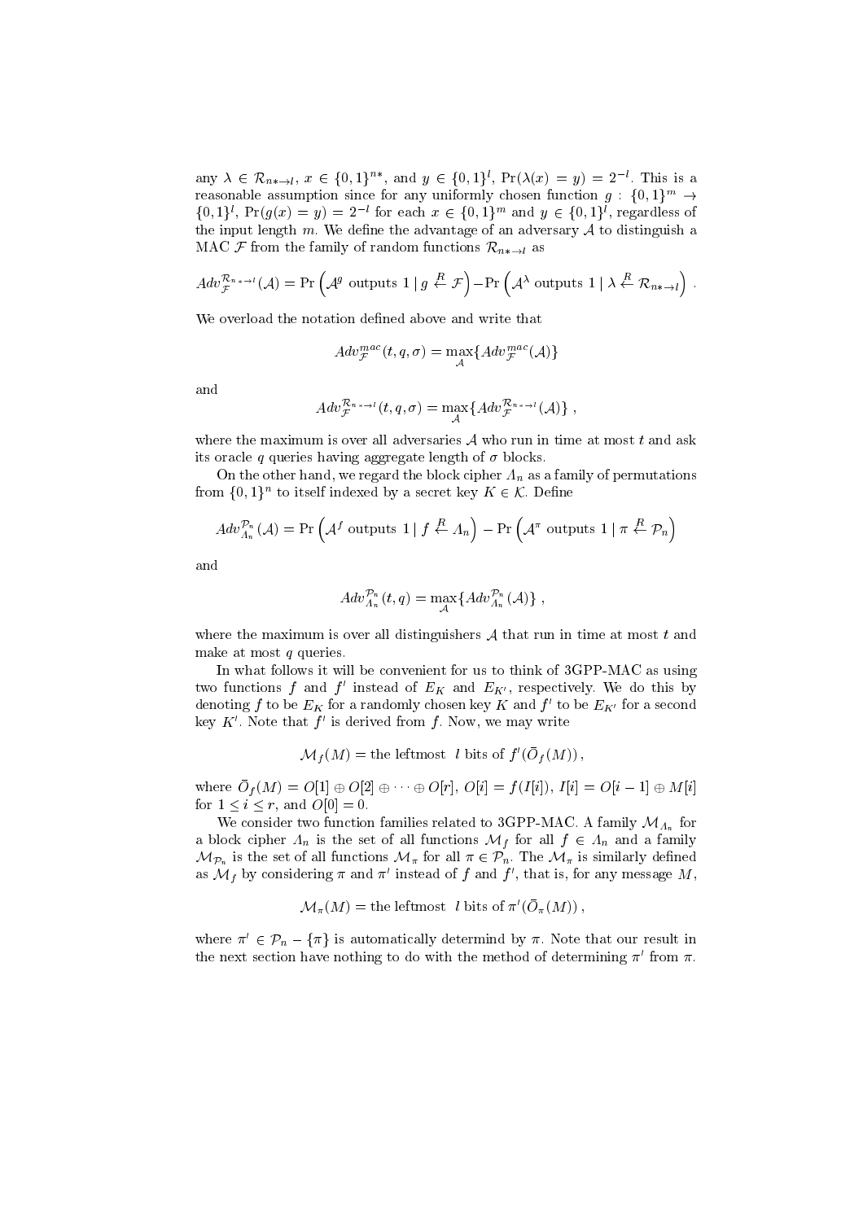any $\lambda \in \mathcal{R}_{n*\to l}$, $x \in \{0,1\}^{n*}$, and $y \in \{0,1\}^l$, $\Pr(\lambda(x) = y) = 2^{-l}$. This is a reasonable assumption since for any uniformly chosen function $g : \{0,1\}^m \to \{0,1\}^l$, $\Pr(g(x) = y) = 2^{-l}$ for each $x \in \{0,1\}^m$ and $y \in \{0,1\}^l$, regardless of the input length $m$. We define the advantage of an adversary $\mathcal{A}$ to distinguish a MAC $\mathcal{F}$ from the family of random functions $\mathcal{R}_{n*\to l}$ as

$$Adv_{\mathcal{F}}^{\mathcal{R}_{n*\to l}}(\mathcal{A}) = \Pr\left(\mathcal{A}^g \text{ outputs } 1 \mid g \stackrel{R}{\leftarrow} \mathcal{F}\right) - \Pr\left(\mathcal{A}^\lambda \text{ outputs } 1 \mid \lambda \stackrel{R}{\leftarrow} \mathcal{R}_{n*\to l}\right) .$$

We overload the notation defined above and write that

$$Adv_{\mathcal{F}}^{mac}(t, q, \sigma) = \max_{\mathcal{A}}\{Adv_{\mathcal{F}}^{mac}(\mathcal{A})\}$$

and

$$Adv_{\mathcal{F}}^{\mathcal{R}_{n*\to l}}(t, q, \sigma) = \max_{\mathcal{A}}\{Adv_{\mathcal{F}}^{\mathcal{R}_{n*\to l}}(\mathcal{A})\} ,$$

where the maximum is over all adversaries $\mathcal{A}$ who run in time at most $t$ and ask its oracle $q$ queries having aggregate length of $\sigma$ blocks.

On the other hand, we regard the block cipher $\Lambda_n$ as a family of permutations from $\{0,1\}^n$ to itself indexed by a secret key $K \in \mathcal{K}$. Define

$$Adv_{\Lambda_n}^{\mathcal{P}_n}(\mathcal{A}) = \Pr\left(\mathcal{A}^f \text{ outputs } 1 \mid f \stackrel{R}{\leftarrow} \Lambda_n\right) - \Pr\left(\mathcal{A}^\pi \text{ outputs } 1 \mid \pi \stackrel{R}{\leftarrow} \mathcal{P}_n\right)$$

and

$$Adv_{\Lambda_n}^{\mathcal{P}_n}(t, q) = \max_{\mathcal{A}}\{Adv_{\Lambda_n}^{\mathcal{P}_n}(\mathcal{A})\} ,$$

where the maximum is over all distinguishers $\mathcal{A}$ that run in time at most $t$ and make at most $q$ queries.

In what follows it will be convenient for us to think of 3GPP-MAC as using two functions $f$ and $f'$ instead of $E_K$ and $E_{K'}$, respectively. We do this by denoting $f$ to be $E_K$ for a randomly chosen key $K$ and $f'$ to be $E_{K'}$ for a second key $K'$. Note that $f'$ is derived from $f$. Now, we may write

$$\mathcal{M}_f(M) = \text{the leftmost } \ l \text{ bits of } f'(\bar{O}_f(M)) ,$$

where $\bar{O}_f(M) = O[1] \oplus O[2] \oplus \cdots \oplus O[r]$, $O[i] = f(I[i])$, $I[i] = O[i-1] \oplus M[i]$ for $1 \le i \le r$, and $O[0] = 0$.

We consider two function families related to 3GPP-MAC. A family $\mathcal{M}_{\Lambda_n}$ for a block cipher $\Lambda_n$ is the set of all functions $\mathcal{M}_f$ for all $f \in \Lambda_n$ and a family $\mathcal{M}_{\mathcal{P}_n}$ is the set of all functions $\mathcal{M}_\pi$ for all $\pi \in \mathcal{P}_n$. The $\mathcal{M}_\pi$ is similarly defined as $\mathcal{M}_f$ by considering $\pi$ and $\pi'$ instead of $f$ and $f'$, that is, for any message $M$,

$$\mathcal{M}_\pi(M) = \text{the leftmost } \ l \text{ bits of } \pi'(\bar{O}_\pi(M)) ,$$

where $\pi' \in \mathcal{P}_n - \{\pi\}$ is automatically determind by $\pi$. Note that our result in the next section have nothing to do with the method of determining $\pi'$ from $\pi$.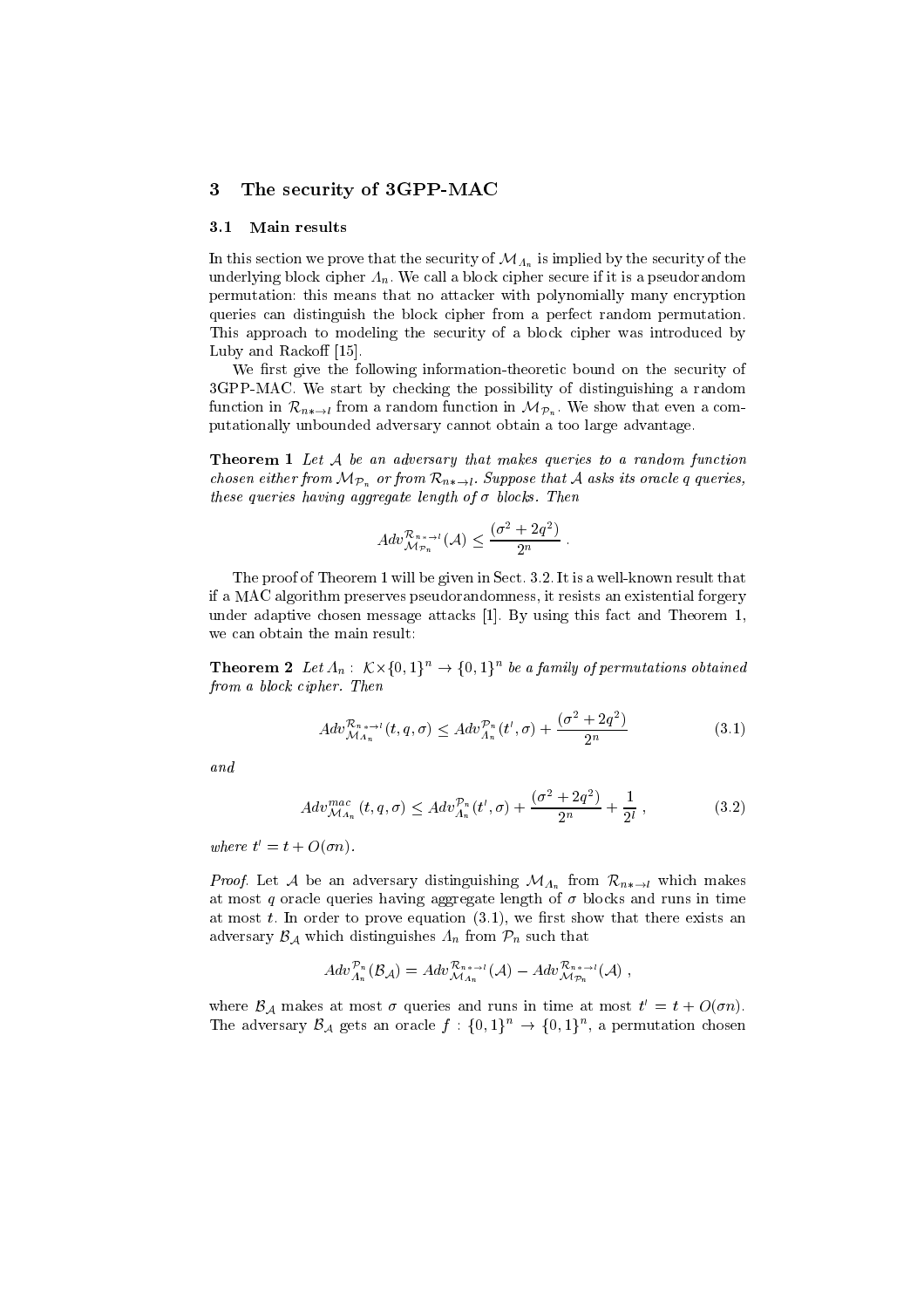## 3 The security of 3GPP-MAC

### 3.1 Main results

In this section we prove that the security of $\mathcal{M}_{\Lambda_n}$ is implied by the security of the underlying block cipher $\Lambda_n$. We call a block cipher secure if it is a pseudorandom permutation: this means that no attacker with polynomially many encryption queries can distinguish the block cipher from a perfect random permutation. This approach to modeling the security of a block cipher was introduced by Luby and Rackoff [15].

We first give the following information-theoretic bound on the security of 3GPP-MAC. We start by checking the possibility of distinguishing a random function in $\mathcal{R}_{n*\to l}$ from a random function in $\mathcal{M}_{\mathcal{P}_n}$. We show that even a computationally unbounded adversary cannot obtain a too large advantage.

**Theorem 1** *Let $\mathcal{A}$ be an adversary that makes queries to a random function chosen either from $\mathcal{M}_{\mathcal{P}_n}$ or from $\mathcal{R}_{n*\to l}$. Suppose that $\mathcal{A}$ asks its oracle $q$ queries, these queries having aggregate length of $\sigma$ blocks. Then*

$$Adv_{\mathcal{M}_{\mathcal{P}_n}}^{\mathcal{R}_{n*\to l}}(\mathcal{A}) \leq \frac{(\sigma^2 + 2q^2)}{2^n} .$$

The proof of Theorem 1 will be given in Sect. 3.2. It is a well-known result that if a MAC algorithm preserves pseudorandomness, it resists an existential forgery under adaptive chosen message attacks [1]. By using this fact and Theorem 1, we can obtain the main result:

**Theorem 2** *Let $\Lambda_n : \mathcal{K} \times \{0,1\}^n \to \{0,1\}^n$ be a family of permutations obtained from a block cipher. Then*

$$Adv_{\mathcal{M}_{\Lambda_n}}^{\mathcal{R}_{n*\to l}}(t, q, \sigma) \leq Adv_{\Lambda_n}^{\mathcal{P}_n}(t', \sigma) + \frac{(\sigma^2 + 2q^2)}{2^n} \qquad (3.1)$$

*and*

$$Adv_{\mathcal{M}_{\Lambda_n}}^{mac}(t, q, \sigma) \leq Adv_{\Lambda_n}^{\mathcal{P}_n}(t', \sigma) + \frac{(\sigma^2 + 2q^2)}{2^n} + \frac{1}{2^l} , \qquad (3.2)$$

*where $t' = t + O(\sigma n)$.*

*Proof.* Let $\mathcal{A}$ be an adversary distinguishing $\mathcal{M}_{\Lambda_n}$ from $\mathcal{R}_{n*\to l}$ which makes at most $q$ oracle queries having aggregate length of $\sigma$ blocks and runs in time at most $t$. In order to prove equation (3.1), we first show that there exists an adversary $\mathcal{B}_{\mathcal{A}}$ which distinguishes $\Lambda_n$ from $\mathcal{P}_n$ such that

$$Adv_{\Lambda_n}^{\mathcal{P}_n}(\mathcal{B}_{\mathcal{A}}) = Adv_{\mathcal{M}_{\Lambda_n}}^{\mathcal{R}_{n*\to l}}(\mathcal{A}) - Adv_{\mathcal{M}_{\mathcal{P}_n}}^{\mathcal{R}_{n*\to l}}(\mathcal{A}) ,$$

where $\mathcal{B}_{\mathcal{A}}$ makes at most $\sigma$ queries and runs in time at most $t' = t + O(\sigma n)$. The adversary $\mathcal{B}_{\mathcal{A}}$ gets an oracle $f : \{0,1\}^n \to \{0,1\}^n$, a permutation chosen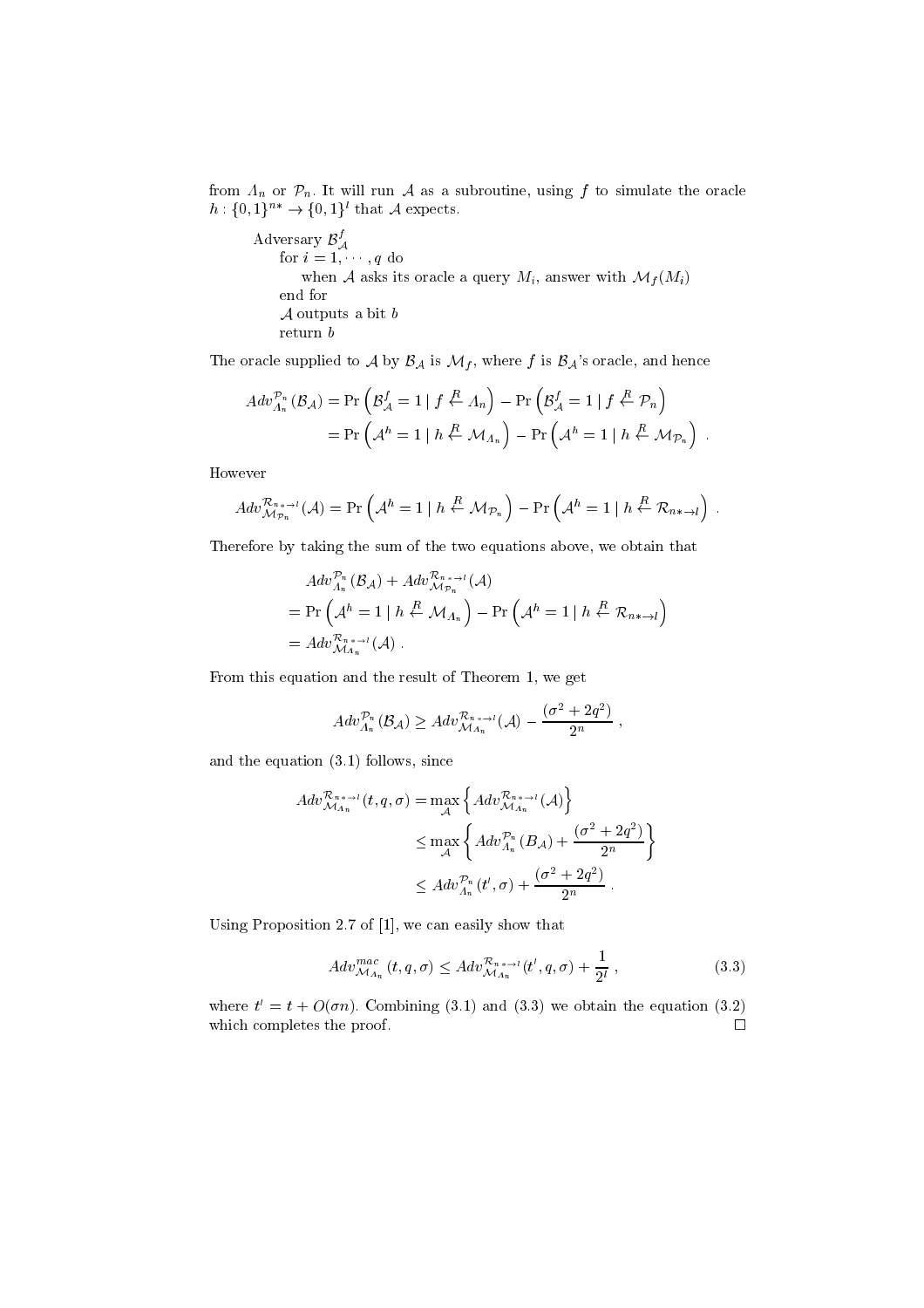from $\Lambda_n$ or $\mathcal{P}_n$. It will run $\mathcal{A}$ as a subroutine, using $f$ to simulate the oracle $h : \{0,1\}^{n*} \to \{0,1\}^l$ that $\mathcal{A}$ expects.

```
Adversary B_A^f
    for i = 1, ..., q do
        when A asks its oracle a query M_i, answer with M_f(M_i)
    end for
    A outputs a bit b
    return b
```

The oracle supplied to $\mathcal{A}$ by $\mathcal{B}_\mathcal{A}$ is $\mathcal{M}_f$, where $f$ is $\mathcal{B}_\mathcal{A}$'s oracle, and hence

$$
\begin{aligned}
Adv_{\Lambda_n}^{\mathcal{P}_n}(\mathcal{B}_\mathcal{A}) &= \Pr\left(\mathcal{B}_\mathcal{A}^f = 1 \mid f \stackrel{R}{\leftarrow} \Lambda_n\right) - \Pr\left(\mathcal{B}_\mathcal{A}^f = 1 \mid f \stackrel{R}{\leftarrow} \mathcal{P}_n\right) \\
&= \Pr\left(\mathcal{A}^h = 1 \mid h \stackrel{R}{\leftarrow} \mathcal{M}_{\Lambda_n}\right) - \Pr\left(\mathcal{A}^h = 1 \mid h \stackrel{R}{\leftarrow} \mathcal{M}_{\mathcal{P}_n}\right) .
\end{aligned}
$$

However

$$
Adv_{\mathcal{M}_{\mathcal{P}_n}}^{\mathcal{R}_{n*\to l}}(\mathcal{A}) = \Pr\left(\mathcal{A}^h = 1 \mid h \stackrel{R}{\leftarrow} \mathcal{M}_{\mathcal{P}_n}\right) - \Pr\left(\mathcal{A}^h = 1 \mid h \stackrel{R}{\leftarrow} \mathcal{R}_{n*\to l}\right) .
$$

Therefore by taking the sum of the two equations above, we obtain that

$$
\begin{aligned}
& Adv_{\Lambda_n}^{\mathcal{P}_n}(\mathcal{B}_\mathcal{A}) + Adv_{\mathcal{M}_{\mathcal{P}_n}}^{\mathcal{R}_{n*\to l}}(\mathcal{A}) \\
&= \Pr\left(\mathcal{A}^h = 1 \mid h \stackrel{R}{\leftarrow} \mathcal{M}_{\Lambda_n}\right) - \Pr\left(\mathcal{A}^h = 1 \mid h \stackrel{R}{\leftarrow} \mathcal{R}_{n*\to l}\right) \\
&= Adv_{\mathcal{M}_{\Lambda_n}}^{\mathcal{R}_{n*\to l}}(\mathcal{A}) .
\end{aligned}
$$

From this equation and the result of Theorem 1, we get

$$
Adv_{\Lambda_n}^{\mathcal{P}_n}(\mathcal{B}_\mathcal{A}) \geq Adv_{\mathcal{M}_{\Lambda_n}}^{\mathcal{R}_{n*\to l}}(\mathcal{A}) - \frac{(\sigma^2 + 2q^2)}{2^n} ,
$$

and the equation (3.1) follows, since

$$
\begin{aligned}
Adv_{\mathcal{M}_{\Lambda_n}}^{\mathcal{R}_{n*\to l}}(t, q, \sigma) &= \max_{\mathcal{A}} \left\{ Adv_{\mathcal{M}_{\Lambda_n}}^{\mathcal{R}_{n*\to l}}(\mathcal{A}) \right\} \\
&\leq \max_{\mathcal{A}} \left\{ Adv_{\Lambda_n}^{\mathcal{P}_n}(B_\mathcal{A}) + \frac{(\sigma^2 + 2q^2)}{2^n} \right\} \\
&\leq Adv_{\Lambda_n}^{\mathcal{P}_n}(t', \sigma) + \frac{(\sigma^2 + 2q^2)}{2^n} .
\end{aligned}
$$

Using Proposition 2.7 of [1], we can easily show that

$$
Adv_{\mathcal{M}_{\Lambda_n}}^{mac}(t, q, \sigma) \leq Adv_{\mathcal{M}_{\Lambda_n}}^{\mathcal{R}_{n*\to l}}(t', q, \sigma) + \frac{1}{2^l} , \tag{3.3}
$$

where $t' = t + O(\sigma n)$. Combining (3.1) and (3.3) we obtain the equation (3.2) which completes the proof. $\square$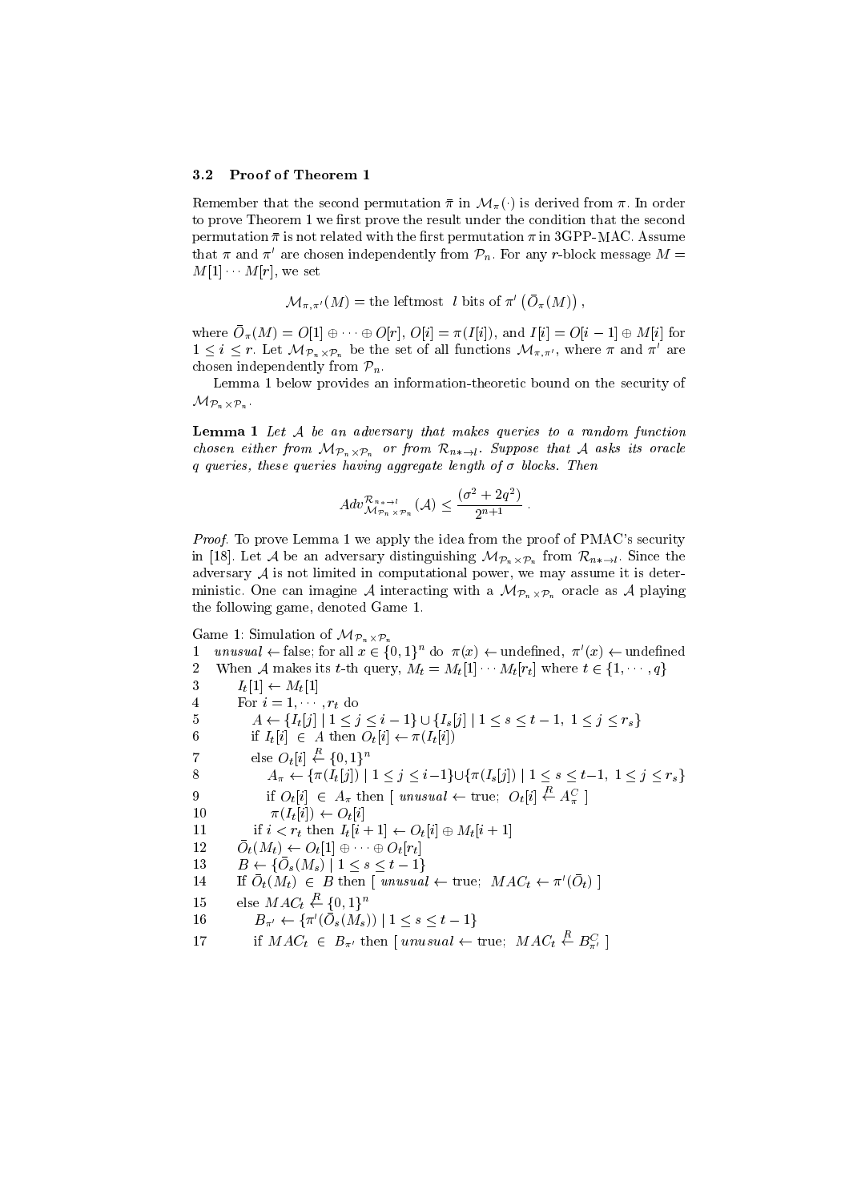### 3.2 Proof of Theorem 1

Remember that the second permutation $\bar{\pi}$ in $\mathcal{M}_\pi(\cdot)$ is derived from $\pi$. In order to prove Theorem 1 we first prove the result under the condition that the second permutation $\bar{\pi}$ is not related with the first permutation $\pi$ in 3GPP-MAC. Assume that $\pi$ and $\pi'$ are chosen independently from $\mathcal{P}_n$. For any $r$-block message $M = M[1]\cdots M[r]$, we set

$$\mathcal{M}_{\pi,\pi'}(M) = \text{the leftmost } \ l \text{ bits of } \pi'\left(\bar{O}_\pi(M)\right),$$

where $\bar{O}_\pi(M) = O[1] \oplus \cdots \oplus O[r]$, $O[i] = \pi(I[i])$, and $I[i] = O[i-1] \oplus M[i]$ for $1 \le i \le r$. Let $\mathcal{M}_{\mathcal{P}_n \times \mathcal{P}_n}$ be the set of all functions $\mathcal{M}_{\pi,\pi'}$, where $\pi$ and $\pi'$ are chosen independently from $\mathcal{P}_n$.

Lemma 1 below provides an information-theoretic bound on the security of $\mathcal{M}_{\mathcal{P}_n \times \mathcal{P}_n}$.

**Lemma 1** *Let $\mathcal{A}$ be an adversary that makes queries to a random function chosen either from $\mathcal{M}_{\mathcal{P}_n \times \mathcal{P}_n}$ or from $\mathcal{R}_{n*\to l}$. Suppose that $\mathcal{A}$ asks its oracle $q$ queries, these queries having aggregate length of $\sigma$ blocks. Then*

$$Adv^{\mathcal{R}_{n*\to l}}_{\mathcal{M}_{\mathcal{P}_n \times \mathcal{P}_n}}(\mathcal{A}) \le \frac{(\sigma^2 + 2q^2)}{2^{n+1}}.$$

*Proof.* To prove Lemma 1 we apply the idea from the proof of PMAC's security in [18]. Let $\mathcal{A}$ be an adversary distinguishing $\mathcal{M}_{\mathcal{P}_n \times \mathcal{P}_n}$ from $\mathcal{R}_{n*\to l}$. Since the adversary $\mathcal{A}$ is not limited in computational power, we may assume it is deterministic. One can imagine $\mathcal{A}$ interacting with a $\mathcal{M}_{\mathcal{P}_n \times \mathcal{P}_n}$ oracle as $\mathcal{A}$ playing the following game, denoted Game 1.

Game 1: Simulation of $\mathcal{M}_{\mathcal{P}_n \times \mathcal{P}_n}$

1 $\quad$ *unusual* $\leftarrow$ false; for all $x \in \{0,1\}^n$ do $\pi(x) \leftarrow$ undefined, $\pi'(x) \leftarrow$ undefined
2 $\quad$ When $\mathcal{A}$ makes its $t$-th query, $M_t = M_t[1]\cdots M_t[r_t]$ where $t \in \{1,\cdots,q\}$
3 $\quad\quad$ $I_t[1] \leftarrow M_t[1]$
4 $\quad\quad$ For $i = 1,\cdots,r_t$ do
5 $\quad\quad\quad$ $A \leftarrow \{I_t[j] \mid 1 \le j \le i-1\} \cup \{I_s[j] \mid 1 \le s \le t-1,\ 1 \le j \le r_s\}$
6 $\quad\quad\quad$ if $I_t[i] \in A$ then $O_t[i] \leftarrow \pi(I_t[i])$
7 $\quad\quad\quad$ else $O_t[i] \xleftarrow{R} \{0,1\}^n$
8 $\quad\quad\quad\quad$ $A_\pi \leftarrow \{\pi(I_t[j]) \mid 1 \le j \le i-1\} \cup \{\pi(I_s[j]) \mid 1 \le s \le t-1,\ 1 \le j \le r_s\}$
9 $\quad\quad\quad\quad$ if $O_t[i] \in A_\pi$ then [ *unusual* $\leftarrow$ true; $O_t[i] \xleftarrow{R} A_\pi^C$ ]
10 $\quad\quad\quad\quad$ $\pi(I_t[i]) \leftarrow O_t[i]$
11 $\quad\quad\quad$ if $i < r_t$ then $I_t[i+1] \leftarrow O_t[i] \oplus M_t[i+1]$
12 $\quad\quad$ $\bar{O}_t(M_t) \leftarrow O_t[1] \oplus \cdots \oplus O_t[r_t]$
13 $\quad\quad$ $B \leftarrow \{\bar{O}_s(M_s) \mid 1 \le s \le t-1\}$
14 $\quad\quad$ If $\bar{O}_t(M_t) \in B$ then [ *unusual* $\leftarrow$ true; $MAC_t \leftarrow \pi'(\bar{O}_t)$ ]
15 $\quad\quad$ else $MAC_t \xleftarrow{R} \{0,1\}^n$
16 $\quad\quad\quad$ $B_{\pi'} \leftarrow \{\pi'(\bar{O}_s(M_s)) \mid 1 \le s \le t-1\}$
17 $\quad\quad\quad$ if $MAC_t \in B_{\pi'}$ then [ *unusual* $\leftarrow$ true; $MAC_t \xleftarrow{R} B_{\pi'}^C$ ]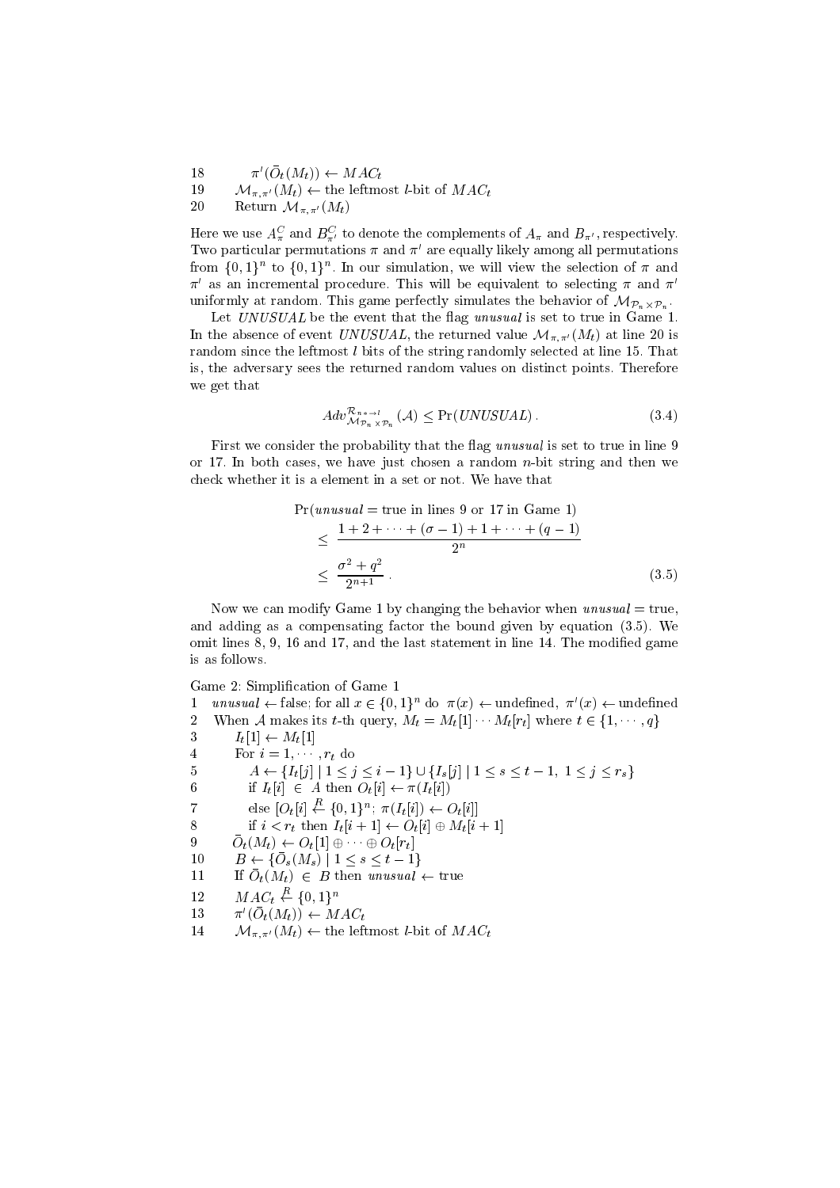```
18        π'(Ō_t(M_t)) ← MAC_t
19     M_{π,π'}(M_t) ← the leftmost l-bit of MAC_t
20     Return M_{π,π'}(M_t)
```

Here we use $A_\pi^C$ and $B_{\pi'}^C$ to denote the complements of $A_\pi$ and $B_{\pi'}$, respectively. Two particular permutations $\pi$ and $\pi'$ are equally likely among all permutations from $\{0,1\}^n$ to $\{0,1\}^n$. In our simulation, we will view the selection of $\pi$ and $\pi'$ as an incremental procedure. This will be equivalent to selecting $\pi$ and $\pi'$ uniformly at random. This game perfectly simulates the behavior of $\mathcal{M}_{\mathcal{P}_n \times \mathcal{P}_n}$.

Let *UNUSUAL* be the event that the flag *unusual* is set to true in Game 1. In the absence of event *UNUSUAL*, the returned value $\mathcal{M}_{\pi,\pi'}(M_t)$ at line 20 is random since the leftmost $l$ bits of the string randomly selected at line 15. That is, the adversary sees the returned random values on distinct points. Therefore we get that

$$Adv_{\mathcal{M}_{\mathcal{P}_n \times \mathcal{P}_n}}^{\mathcal{R}_{n*\to l}}(\mathcal{A}) \leq \Pr(UNUSUAL) . \tag{3.4}$$

First we consider the probability that the flag *unusual* is set to true in line 9 or 17. In both cases, we have just chosen a random $n$-bit string and then we check whether it is a element in a set or not. We have that

$$\begin{aligned} &\Pr(unusual = \text{true in lines 9 or 17 in Game 1}) \\ &\leq \frac{1+2+\cdots+(\sigma-1)+1+\cdots+(q-1)}{2^n} \\ &\leq \frac{\sigma^2+q^2}{2^{n+1}} . \end{aligned} \tag{3.5}$$

Now we can modify Game 1 by changing the behavior when *unusual* = true, and adding as a compensating factor the bound given by equation (3.5). We omit lines 8, 9, 16 and 17, and the last statement in line 14. The modified game is as follows.

Game 2: Simplification of Game 1

```
1   unusual ← false; for all x ∈ {0,1}^n do π(x) ← undefined, π'(x) ← undefined
2   When A makes its t-th query, M_t = M_t[1]···M_t[r_t] where t ∈ {1,···,q}
3      I_t[1] ← M_t[1]
4      For i = 1,···,r_t do
5         A ← {I_t[j] | 1 ≤ j ≤ i−1} ∪ {I_s[j] | 1 ≤ s ≤ t−1, 1 ≤ j ≤ r_s}
6         if I_t[i] ∈ A then O_t[i] ← π(I_t[i])
7         else [O_t[i] ←R {0,1}^n; π(I_t[i]) ← O_t[i]]
8         if i < r_t then I_t[i+1] ← O_t[i] ⊕ M_t[i+1]
9      Ō_t(M_t) ← O_t[1] ⊕ ··· ⊕ O_t[r_t]
10     B ← {Ō_s(M_s) | 1 ≤ s ≤ t−1}
11     If Ō_t(M_t) ∈ B then unusual ← true
12     MAC_t ←R {0,1}^n
13     π'(Ō_t(M_t)) ← MAC_t
14     M_{π,π'}(M_t) ← the leftmost l-bit of MAC_t
```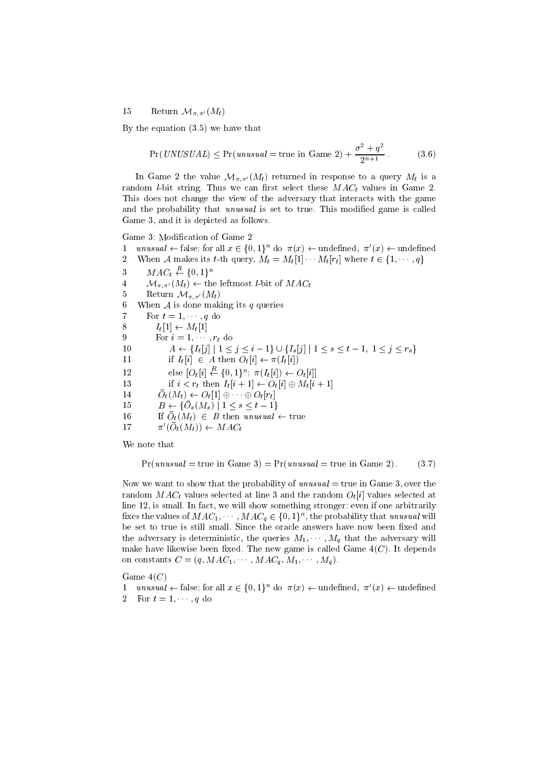```
15      Return M_{π,π'}(M_t)
```

By the equation (3.5) we have that

$$\Pr(UNUSUAL) \leq \Pr(unusual = \text{true in Game 2}) + \frac{\sigma^2 + q^2}{2^{n+1}} . \tag{3.6}$$

In Game 2 the value $\mathcal{M}_{\pi,\pi'}(M_t)$ returned in response to a query $M_t$ is a random $l$-bit string. Thus we can first select these $MAC_t$ values in Game 2. This does not change the view of the adversary that interacts with the game and the probability that *unusual* is set to true. This modified game is called Game 3, and it is depicted as follows.

Game 3: Modification of Game 2

```
1   unusual ← false; for all x ∈ {0,1}^n do π(x) ← undefined, π'(x) ← undefined
2   When A makes its t-th query, M_t = M_t[1] ··· M_t[r_t] where t ∈ {1, ··· , q}
3       MAC_t ←R {0,1}^n
4       M_{π,π'}(M_t) ← the leftmost l-bit of MAC_t
5       Return M_{π,π'}(M_t)
6   When A is done making its q queries
7       For t = 1, ··· , q do
8          I_t[1] ← M_t[1]
9          For i = 1, ··· , r_t do
10             A ← {I_t[j] | 1 ≤ j ≤ i − 1} ∪ {I_s[j] | 1 ≤ s ≤ t − 1, 1 ≤ j ≤ r_s}
11             if I_t[i] ∈ A then O_t[i] ← π(I_t[i])
12             else [O_t[i] ←R {0,1}^n; π(I_t[i]) ← O_t[i]]
13             if i < r_t then I_t[i + 1] ← O_t[i] ⊕ M_t[i + 1]
14         Ō_t(M_t) ← O_t[1] ⊕ ··· ⊕ O_t[r_t]
15         B ← {Ō_s(M_s) | 1 ≤ s ≤ t − 1}
16         If Ō_t(M_t) ∈ B then unusual ← true
17         π'(Ō_t(M_t)) ← MAC_t
```

We note that

$$\Pr(unusual = \text{true in Game 3}) = \Pr(unusual = \text{true in Game 2}) . \tag{3.7}$$

Now we want to show that the probability of *unusual* = true in Game 3, over the random $MAC_t$ values selected at line 3 and the random $O_t[i]$ values selected at line 12, is small. In fact, we will show something stronger: even if one arbitrarily fixes the values of $MAC_1, \cdots, MAC_q \in \{0,1\}^n$, the probability that *unusual* will be set to true is still small. Since the oracle answers have now been fixed and the adversary is deterministic, the queries $M_1, \cdots, M_q$ that the adversary will make have likewise been fixed. The new game is called Game $4(C)$. It depends on constants $C = (q, MAC_1, \cdots, MAC_q, M_1, \cdots, M_q)$.

Game $4(C)$

```
1   unusual ← false; for all x ∈ {0,1}^n do π(x) ← undefined, π'(x) ← undefined
2   For t = 1, ··· , q do
```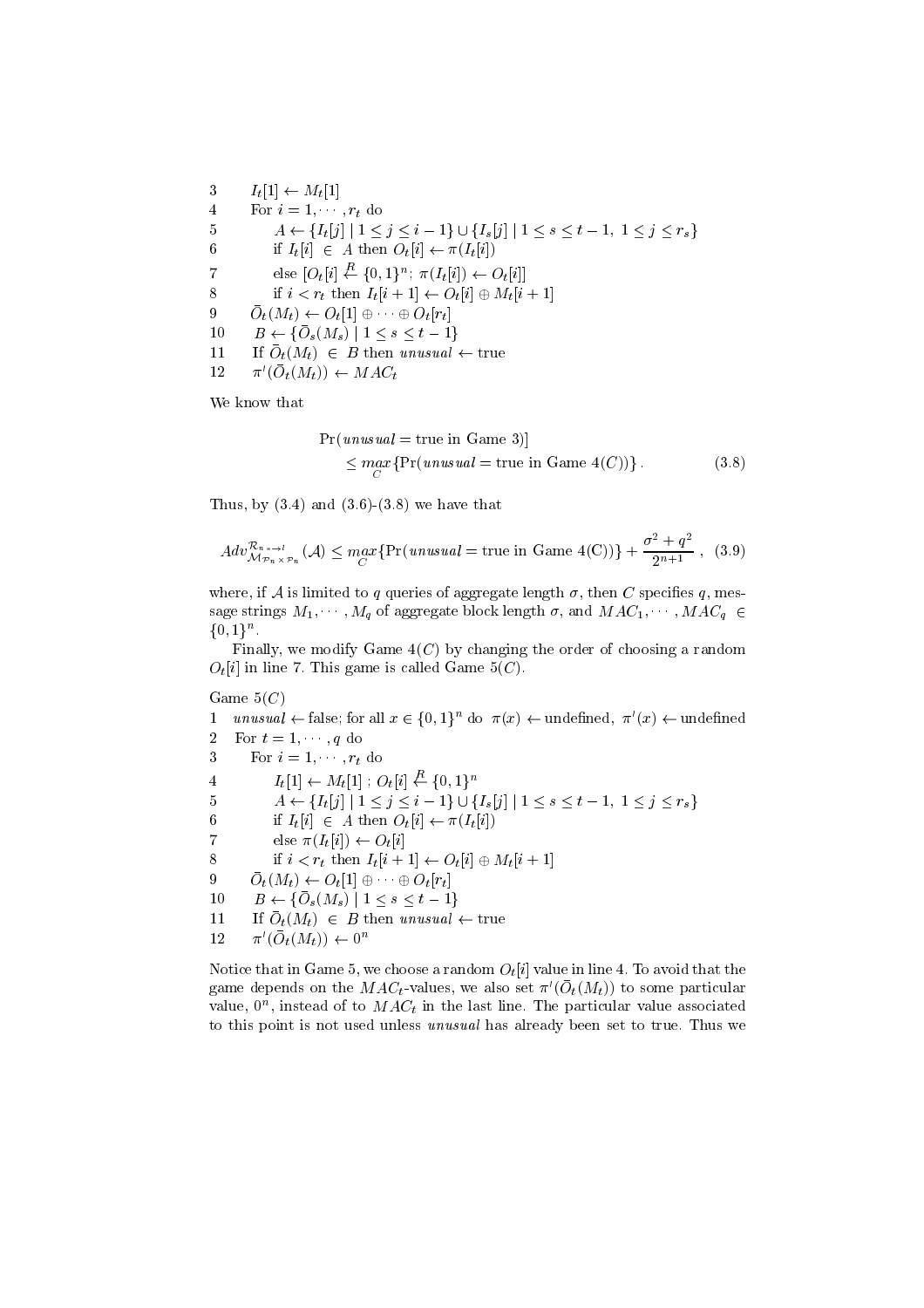```
3      I_t[1] ← M_t[1]
4      For i = 1, ··· , r_t do
5          A ← {I_t[j] | 1 ≤ j ≤ i − 1} ∪ {I_s[j] | 1 ≤ s ≤ t − 1, 1 ≤ j ≤ r_s}
6          if I_t[i] ∈ A then O_t[i] ← π(I_t[i])
7          else [O_t[i] ←R {0,1}^n; π(I_t[i]) ← O_t[i]]
8          if i < r_t then I_t[i + 1] ← O_t[i] ⊕ M_t[i + 1]
9      Ō_t(M_t) ← O_t[1] ⊕ ··· ⊕ O_t[r_t]
10     B ← {Ō_s(M_s) | 1 ≤ s ≤ t − 1}
11     If Ō_t(M_t) ∈ B then unusual ← true
12     π'(Ō_t(M_t)) ← MAC_t
```

We know that

$$
\begin{aligned}
&\Pr(\textit{unusual} = \text{true in Game 3})] \\
&\quad \leq \max_{C}\{\Pr(\textit{unusual} = \text{true in Game 4}(C))\}\,. \qquad (3.8)
\end{aligned}
$$

Thus, by (3.4) and (3.6)-(3.8) we have that

$$
Adv^{\mathcal{R}_{n*\to l}}_{\mathcal{M}_{\mathcal{P}_n \times \mathcal{P}_n}}(\mathcal{A}) \leq \max_{C}\{\Pr(\textit{unusual} = \text{true in Game 4(C)})\} + \frac{\sigma^2 + q^2}{2^{n+1}}\ , \quad (3.9)
$$

where, if $\mathcal{A}$ is limited to $q$ queries of aggregate length $\sigma$, then $C$ specifies $q$, message strings $M_1, \cdots, M_q$ of aggregate block length $\sigma$, and $MAC_1, \cdots, MAC_q \in \{0,1\}^n$.

Finally, we modify Game $4(C)$ by changing the order of choosing a random $O_t[i]$ in line 7. This game is called Game $5(C)$.

Game $5(C)$

```
1   unusual ← false; for all x ∈ {0,1}^n do π(x) ← undefined, π'(x) ← undefined
2   For t = 1, ··· , q do
3      For i = 1, ··· , r_t do
4          I_t[1] ← M_t[1] ; O_t[i] ←R {0,1}^n
5          A ← {I_t[j] | 1 ≤ j ≤ i − 1} ∪ {I_s[j] | 1 ≤ s ≤ t − 1, 1 ≤ j ≤ r_s}
6          if I_t[i] ∈ A then O_t[i] ← π(I_t[i])
7          else π(I_t[i]) ← O_t[i]
8          if i < r_t then I_t[i + 1] ← O_t[i] ⊕ M_t[i + 1]
9      Ō_t(M_t) ← O_t[1] ⊕ ··· ⊕ O_t[r_t]
10     B ← {Ō_s(M_s) | 1 ≤ s ≤ t − 1}
11     If Ō_t(M_t) ∈ B then unusual ← true
12     π'(Ō_t(M_t)) ← 0^n
```

Notice that in Game 5, we choose a random $O_t[i]$ value in line 4. To avoid that the game depends on the $MAC_t$-values, we also set $\pi'(\bar{O}_t(M_t))$ to some particular value, $0^n$, instead of to $MAC_t$ in the last line. The particular value associated to this point is not used unless *unusual* has already been set to true. Thus we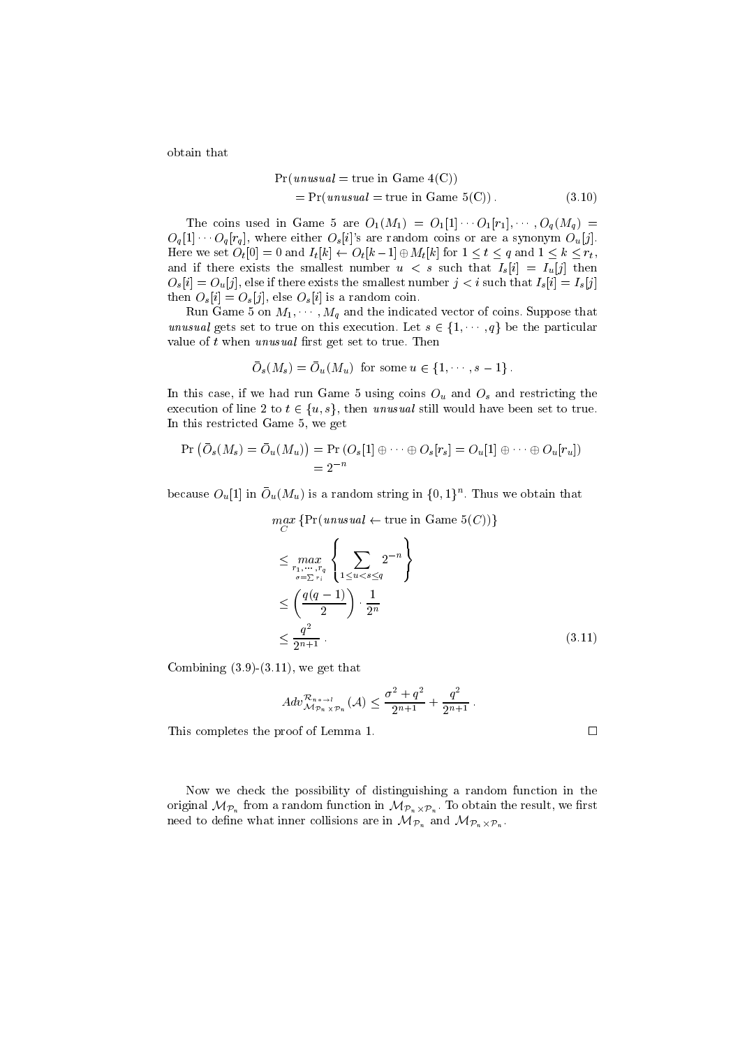obtain that

$$
\begin{aligned}
&\Pr(\mathit{unusual} = \text{true in Game 4(C)}) \\
&\quad = \Pr(\mathit{unusual} = \text{true in Game 5(C)})\,. 
\end{aligned}
\tag{3.10}
$$

The coins used in Game 5 are $O_1(M_1) = O_1[1]\cdots O_1[r_1], \cdots, O_q(M_q) = O_q[1]\cdots O_q[r_q]$, where either $O_s[i]$'s are random coins or are a synonym $O_u[j]$. Here we set $O_t[0] = 0$ and $I_t[k] \leftarrow O_t[k-1] \oplus M_t[k]$ for $1 \le t \le q$ and $1 \le k \le r_t$, and if there exists the smallest number $u < s$ such that $I_s[i] = I_u[j]$ then $O_s[i] = O_u[j]$, else if there exists the smallest number $j < i$ such that $I_s[i] = I_s[j]$ then $O_s[i] = O_s[j]$, else $O_s[i]$ is a random coin.

Run Game 5 on $M_1, \cdots, M_q$ and the indicated vector of coins. Suppose that *unusual* gets set to true on this execution. Let $s \in \{1, \cdots, q\}$ be the particular value of $t$ when *unusual* first get set to true. Then

$$
\bar{O}_s(M_s) = \bar{O}_u(M_u) \ \text{ for some } u \in \{1, \cdots, s-1\}\,.
$$

In this case, if we had run Game 5 using coins $O_u$ and $O_s$ and restricting the execution of line 2 to $t \in \{u, s\}$, then *unusual* still would have been set to true. In this restricted Game 5, we get

$$
\begin{aligned}
\Pr\left(\bar{O}_s(M_s) = \bar{O}_u(M_u)\right) &= \Pr\left(O_s[1] \oplus \cdots \oplus O_s[r_s] = O_u[1] \oplus \cdots \oplus O_u[r_u]\right) \\
&= 2^{-n}
\end{aligned}
$$

because $O_u[1]$ in $\bar{O}_u(M_u)$ is a random string in $\{0,1\}^n$. Thus we obtain that

$$
\begin{aligned}
&\max_{C}\left\{\Pr(\mathit{unusual} \leftarrow \text{true in Game } 5(C))\right\} \\
&\le \max_{\substack{r_1,\cdots,r_q \\ \sigma = \sum r_i}} \left\{ \sum_{1 \le u < s \le q} 2^{-n} \right\} \\
&\le \left(\frac{q(q-1)}{2}\right) \cdot \frac{1}{2^n} \\
&\le \frac{q^2}{2^{n+1}}\,.
\end{aligned}
\tag{3.11}
$$

Combining (3.9)-(3.11), we get that

$$
Adv^{\mathcal{R}_{n*\to l}}_{\mathcal{M}_{\mathcal{P}_n \times \mathcal{P}_n}}(\mathcal{A}) \le \frac{\sigma^2 + q^2}{2^{n+1}} + \frac{q^2}{2^{n+1}}\,.
$$

This completes the proof of Lemma 1. $\square$

Now we check the possibility of distinguishing a random function in the original $\mathcal{M}_{\mathcal{P}_n}$ from a random function in $\mathcal{M}_{\mathcal{P}_n \times \mathcal{P}_n}$. To obtain the result, we first need to define what inner collisions are in $\mathcal{M}_{\mathcal{P}_n}$ and $\mathcal{M}_{\mathcal{P}_n \times \mathcal{P}_n}$.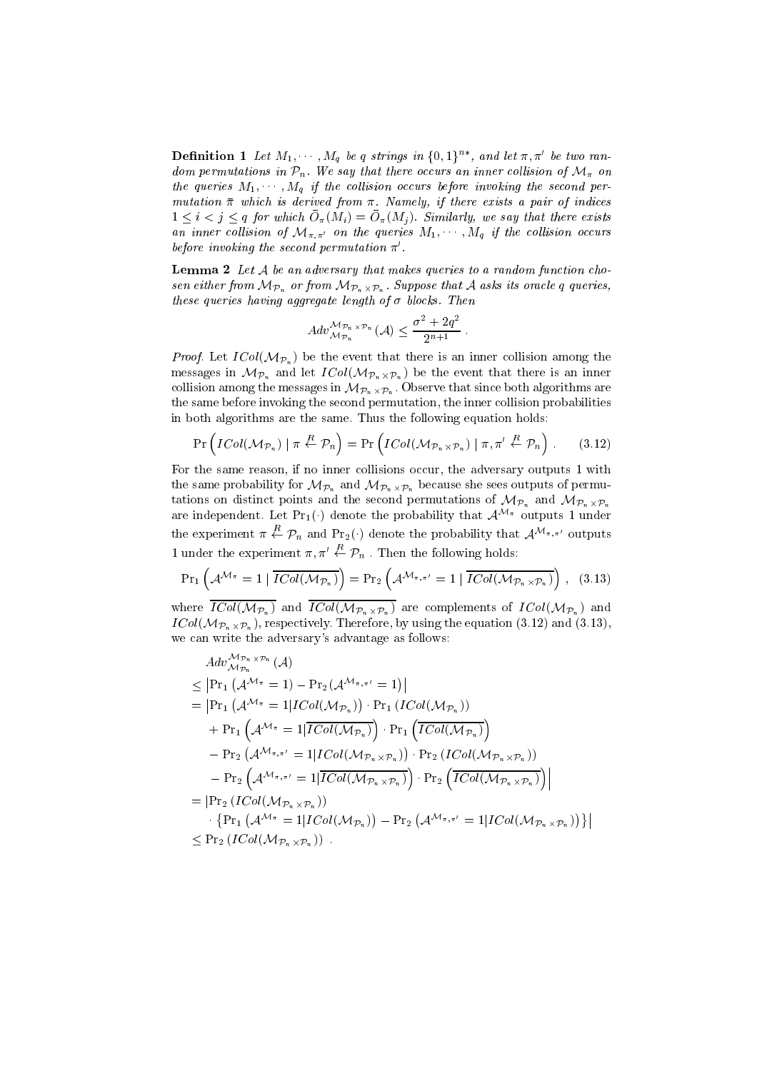**Definition 1** *Let $M_1, \cdots, M_q$ be $q$ strings in $\{0,1\}^{n*}$, and let $\pi, \pi'$ be two random permutations in $\mathcal{P}_n$. We say that there occurs an inner collision of $\mathcal{M}_\pi$ on the queries $M_1, \cdots, M_q$ if the collision occurs before invoking the second permutation $\bar{\pi}$ which is derived from $\pi$. Namely, if there exists a pair of indices $1 \leq i < j \leq q$ for which $\bar{O}_\pi(M_i) = \bar{O}_\pi(M_j)$. Similarly, we say that there exists an inner collision of $\mathcal{M}_{\pi,\pi'}$ on the queries $M_1, \cdots, M_q$ if the collision occurs before invoking the second permutation $\pi'$.*

**Lemma 2** *Let $\mathcal{A}$ be an adversary that makes queries to a random function chosen either from $\mathcal{M}_{\mathcal{P}_n}$ or from $\mathcal{M}_{\mathcal{P}_n \times \mathcal{P}_n}$. Suppose that $\mathcal{A}$ asks its oracle $q$ queries, these queries having aggregate length of $\sigma$ blocks. Then*

$$Adv_{\mathcal{M}_{\mathcal{P}_n}}^{\mathcal{M}_{\mathcal{P}_n \times \mathcal{P}_n}}(\mathcal{A}) \leq \frac{\sigma^2 + 2q^2}{2^{n+1}} .$$

*Proof.* Let $ICol(\mathcal{M}_{\mathcal{P}_n})$ be the event that there is an inner collision among the messages in $\mathcal{M}_{\mathcal{P}_n}$ and let $ICol(\mathcal{M}_{\mathcal{P}_n \times \mathcal{P}_n})$ be the event that there is an inner collision among the messages in $\mathcal{M}_{\mathcal{P}_n \times \mathcal{P}_n}$. Observe that since both algorithms are the same before invoking the second permutation, the inner collision probabilities in both algorithms are the same. Thus the following equation holds:

$$\Pr\left(ICol(\mathcal{M}_{\mathcal{P}_n}) \mid \pi \stackrel{R}{\leftarrow} \mathcal{P}_n\right) = \Pr\left(ICol(\mathcal{M}_{\mathcal{P}_n \times \mathcal{P}_n}) \mid \pi, \pi' \stackrel{R}{\leftarrow} \mathcal{P}_n\right) . \quad (3.12)$$

For the same reason, if no inner collisions occur, the adversary outputs 1 with the same probability for $\mathcal{M}_{\mathcal{P}_n}$ and $\mathcal{M}_{\mathcal{P}_n \times \mathcal{P}_n}$ because she sees outputs of permutations on distinct points and the second permutations of $\mathcal{M}_{\mathcal{P}_n}$ and $\mathcal{M}_{\mathcal{P}_n \times \mathcal{P}_n}$ are independent. Let $\Pr_1(\cdot)$ denote the probability that $\mathcal{A}^{\mathcal{M}_\pi}$ outputs 1 under the experiment $\pi \stackrel{R}{\leftarrow} \mathcal{P}_n$ and $\Pr_2(\cdot)$ denote the probability that $\mathcal{A}^{\mathcal{M}_{\pi,\pi'}}$ outputs 1 under the experiment $\pi, \pi' \stackrel{R}{\leftarrow} \mathcal{P}_n$ . Then the following holds:

$$\Pr_1\left(\mathcal{A}^{\mathcal{M}_\pi} = 1 \mid \overline{ICol(\mathcal{M}_{\mathcal{P}_n})}\right) = \Pr_2\left(\mathcal{A}^{\mathcal{M}_{\pi,\pi'}} = 1 \mid \overline{ICol(\mathcal{M}_{\mathcal{P}_n \times \mathcal{P}_n})}\right) , \quad (3.13)$$

where $\overline{ICol(\mathcal{M}_{\mathcal{P}_n})}$ and $\overline{ICol(\mathcal{M}_{\mathcal{P}_n \times \mathcal{P}_n})}$ are complements of $ICol(\mathcal{M}_{\mathcal{P}_n})$ and $ICol(\mathcal{M}_{\mathcal{P}_n \times \mathcal{P}_n})$, respectively. Therefore, by using the equation (3.12) and (3.13), we can write the adversary's advantage as follows:

$$\begin{aligned}
& Adv_{\mathcal{M}_{\mathcal{P}_n}}^{\mathcal{M}_{\mathcal{P}_n \times \mathcal{P}_n}}(\mathcal{A}) \\
& \leq \left|\Pr_1\left(\mathcal{A}^{\mathcal{M}_\pi} = 1\right) - \Pr_2\left(\mathcal{A}^{\mathcal{M}_{\pi,\pi'}} = 1\right)\right| \\
& = \Big|\Pr_1\left(\mathcal{A}^{\mathcal{M}_\pi} = 1 | ICol(\mathcal{M}_{\mathcal{P}_n})\right) \cdot \Pr_1\left(ICol(\mathcal{M}_{\mathcal{P}_n})\right) \\
& \quad + \Pr_1\left(\mathcal{A}^{\mathcal{M}_\pi} = 1 | \overline{ICol(\mathcal{M}_{\mathcal{P}_n})}\right) \cdot \Pr_1\left(\overline{ICol(\mathcal{M}_{\mathcal{P}_n})}\right) \\
& \quad - \Pr_2\left(\mathcal{A}^{\mathcal{M}_{\pi,\pi'}} = 1 | ICol(\mathcal{M}_{\mathcal{P}_n \times \mathcal{P}_n})\right) \cdot \Pr_2\left(ICol(\mathcal{M}_{\mathcal{P}_n \times \mathcal{P}_n})\right) \\
& \quad - \Pr_2\left(\mathcal{A}^{\mathcal{M}_{\pi,\pi'}} = 1 | \overline{ICol(\mathcal{M}_{\mathcal{P}_n \times \mathcal{P}_n})}\right) \cdot \Pr_2\left(\overline{ICol(\mathcal{M}_{\mathcal{P}_n \times \mathcal{P}_n})}\right)\Big| \\
& = \Big|\Pr_2\left(ICol(\mathcal{M}_{\mathcal{P}_n \times \mathcal{P}_n})\right) \\
& \quad \cdot \left\{\Pr_1\left(\mathcal{A}^{\mathcal{M}_\pi} = 1 | ICol(\mathcal{M}_{\mathcal{P}_n})\right) - \Pr_2\left(\mathcal{A}^{\mathcal{M}_{\pi,\pi'}} = 1 | ICol(\mathcal{M}_{\mathcal{P}_n \times \mathcal{P}_n})\right)\right\}\Big| \\
& \leq \Pr_2\left(ICol(\mathcal{M}_{\mathcal{P}_n \times \mathcal{P}_n})\right) .
\end{aligned}$$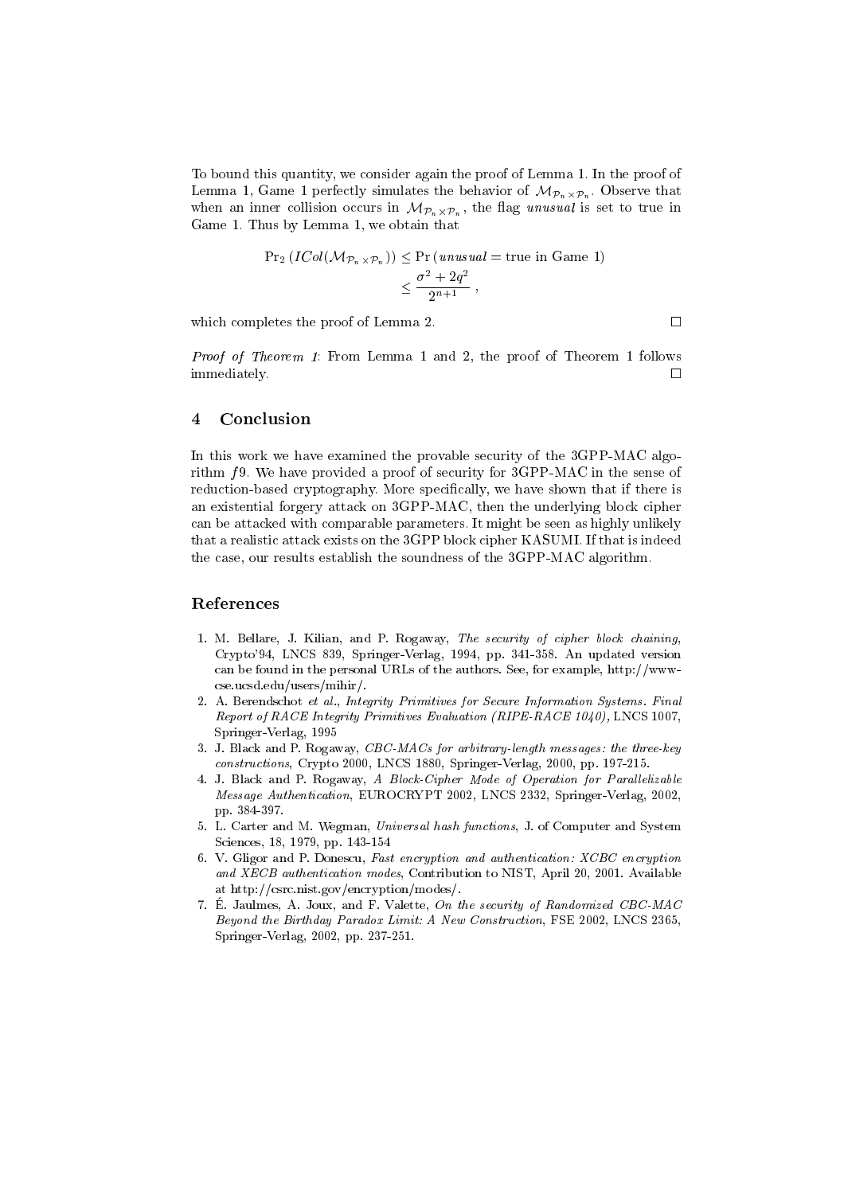To bound this quantity, we consider again the proof of Lemma 1. In the proof of Lemma 1, Game 1 perfectly simulates the behavior of $\mathcal{M}_{\mathcal{P}_n \times \mathcal{P}_n}$. Observe that when an inner collision occurs in $\mathcal{M}_{\mathcal{P}_n \times \mathcal{P}_n}$, the flag *unusual* is set to true in Game 1. Thus by Lemma 1, we obtain that

$$\begin{aligned}\Pr_2\left(ICol(\mathcal{M}_{\mathcal{P}_n \times \mathcal{P}_n})\right) &\leq \Pr\left(unusual = \text{true in Game 1}\right) \\ &\leq \frac{\sigma^2 + 2q^2}{2^{n+1}} ,\end{aligned}$$

which completes the proof of Lemma 2. □

*Proof of Theorem 1*: From Lemma 1 and 2, the proof of Theorem 1 follows immediately. □

## 4 Conclusion

In this work we have examined the provable security of the 3GPP-MAC algorithm $f9$. We have provided a proof of security for 3GPP-MAC in the sense of reduction-based cryptography. More specifically, we have shown that if there is an existential forgery attack on 3GPP-MAC, then the underlying block cipher can be attacked with comparable parameters. It might be seen as highly unlikely that a realistic attack exists on the 3GPP block cipher KASUMI. If that is indeed the case, our results establish the soundness of the 3GPP-MAC algorithm.

## References

1. M. Bellare, J. Kilian, and P. Rogaway, *The security of cipher block chaining*, Crypto'94, LNCS 839, Springer-Verlag, 1994, pp. 341-358. An updated version can be found in the personal URLs of the authors. See, for example, http://www-cse.ucsd.edu/users/mihir/.
2. A. Berendschot *et al.*, *Integrity Primitives for Secure Information Systems. Final Report of RACE Integrity Primitives Evaluation (RIPE-RACE 1040)*, LNCS 1007, Springer-Verlag, 1995
3. J. Black and P. Rogaway, *CBC-MACs for arbitrary-length messages: the three-key constructions*, Crypto 2000, LNCS 1880, Springer-Verlag, 2000, pp. 197-215.
4. J. Black and P. Rogaway, *A Block-Cipher Mode of Operation for Parallelizable Message Authentication*, EUROCRYPT 2002, LNCS 2332, Springer-Verlag, 2002, pp. 384-397.
5. L. Carter and M. Wegman, *Universal hash functions*, J. of Computer and System Sciences, 18, 1979, pp. 143-154
6. V. Gligor and P. Donescu, *Fast encryption and authentication: XCBC encryption and XECB authentication modes*, Contribution to NIST, April 20, 2001. Available at http://csrc.nist.gov/encryption/modes/.
7. É. Jaulmes, A. Joux, and F. Valette, *On the security of Randomized CBC-MAC Beyond the Birthday Paradox Limit: A New Construction*, FSE 2002, LNCS 2365, Springer-Verlag, 2002, pp. 237-251.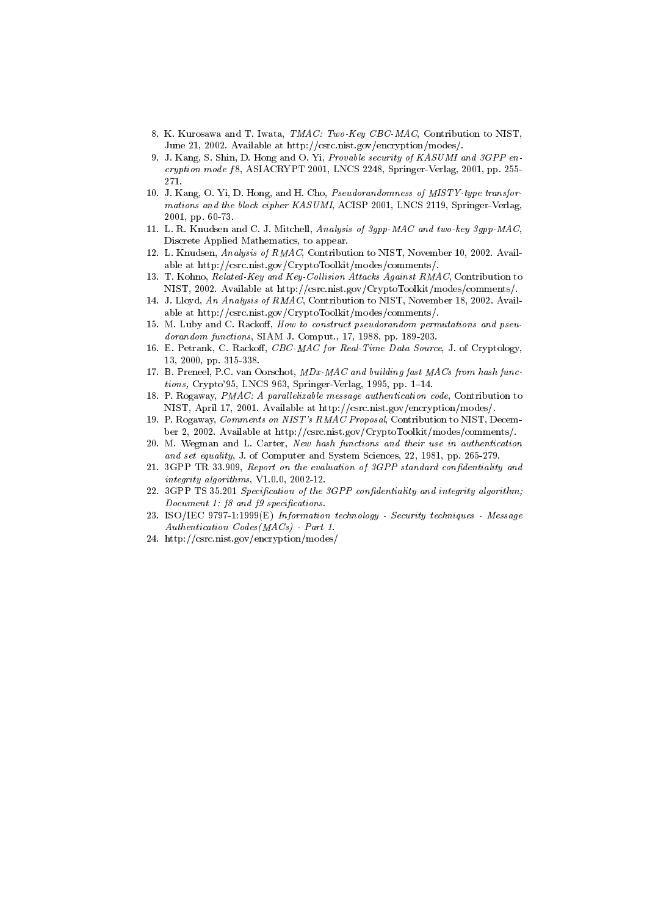8. K. Kurosawa and T. Iwata, *TMAC: Two-Key CBC-MAC*, Contribution to NIST, June 21, 2002. Available at http://csrc.nist.gov/encryption/modes/.
9. J. Kang, S. Shin, D. Hong and O. Yi, *Provable security of KASUMI and 3GPP encryption mode f8*, ASIACRYPT 2001, LNCS 2248, Springer-Verlag, 2001, pp. 255-271.
10. J. Kang, O. Yi, D. Hong, and H. Cho, *Pseudorandomness of MISTY-type transformations and the block cipher KASUMI*, ACISP 2001, LNCS 2119, Springer-Verlag, 2001, pp. 60-73.
11. L. R. Knudsen and C. J. Mitchell, *Analysis of 3gpp-MAC and two-key 3gpp-MAC*, Discrete Applied Mathematics, to appear.
12. L. Knudsen, *Analysis of RMAC*, Contribution to NIST, November 10, 2002. Available at http://csrc.nist.gov/CryptoToolkit/modes/comments/.
13. T. Kohno, *Related-Key and Key-Collision Attacks Against RMAC*, Contribution to NIST, 2002. Available at http://csrc.nist.gov/CryptoToolkit/modes/comments/.
14. J. Lloyd, *An Analysis of RMAC*, Contribution to NIST, November 18, 2002. Available at http://csrc.nist.gov/CryptoToolkit/modes/comments/.
15. M. Luby and C. Rackoff, *How to construct pseudorandom permutations and pseudorandom functions*, SIAM J. Comput., 17, 1988, pp. 189-203.
16. E. Petrank, C. Rackoff, *CBC-MAC for Real-Time Data Source*, J. of Cryptology, 13, 2000, pp. 315-338.
17. B. Preneel, P.C. van Oorschot, *MDx-MAC and building fast MACs from hash functions,* Crypto'95, LNCS 963, Springer-Verlag, 1995, pp. 1–14.
18. P. Rogaway, *PMAC: A parallelizable message authentication code*, Contribution to NIST, April 17, 2001. Available at http://csrc.nist.gov/encryption/modes/.
19. P. Rogaway, *Comments on NIST's RMAC Proposal*, Contribution to NIST, December 2, 2002. Available at http://csrc.nist.gov/CryptoToolkit/modes/comments/.
20. M. Wegman and L. Carter, *New hash functions and their use in authentication and set equality*, J. of Computer and System Sciences, 22, 1981, pp. 265-279.
21. 3GPP TR 33.909, *Report on the evaluation of 3GPP standard confidentiality and integrity algorithms*, V1.0.0, 2002-12.
22. 3GPP TS 35.201 *Specification of the 3GPP confidentiality and integrity algorithm; Document 1: f8 and f9 specifications.*
23. ISO/IEC 9797-1:1999(E) *Information technology - Security techniques - Message Authentication Codes(MACs) - Part 1.*
24. http://csrc.nist.gov/encryption/modes/